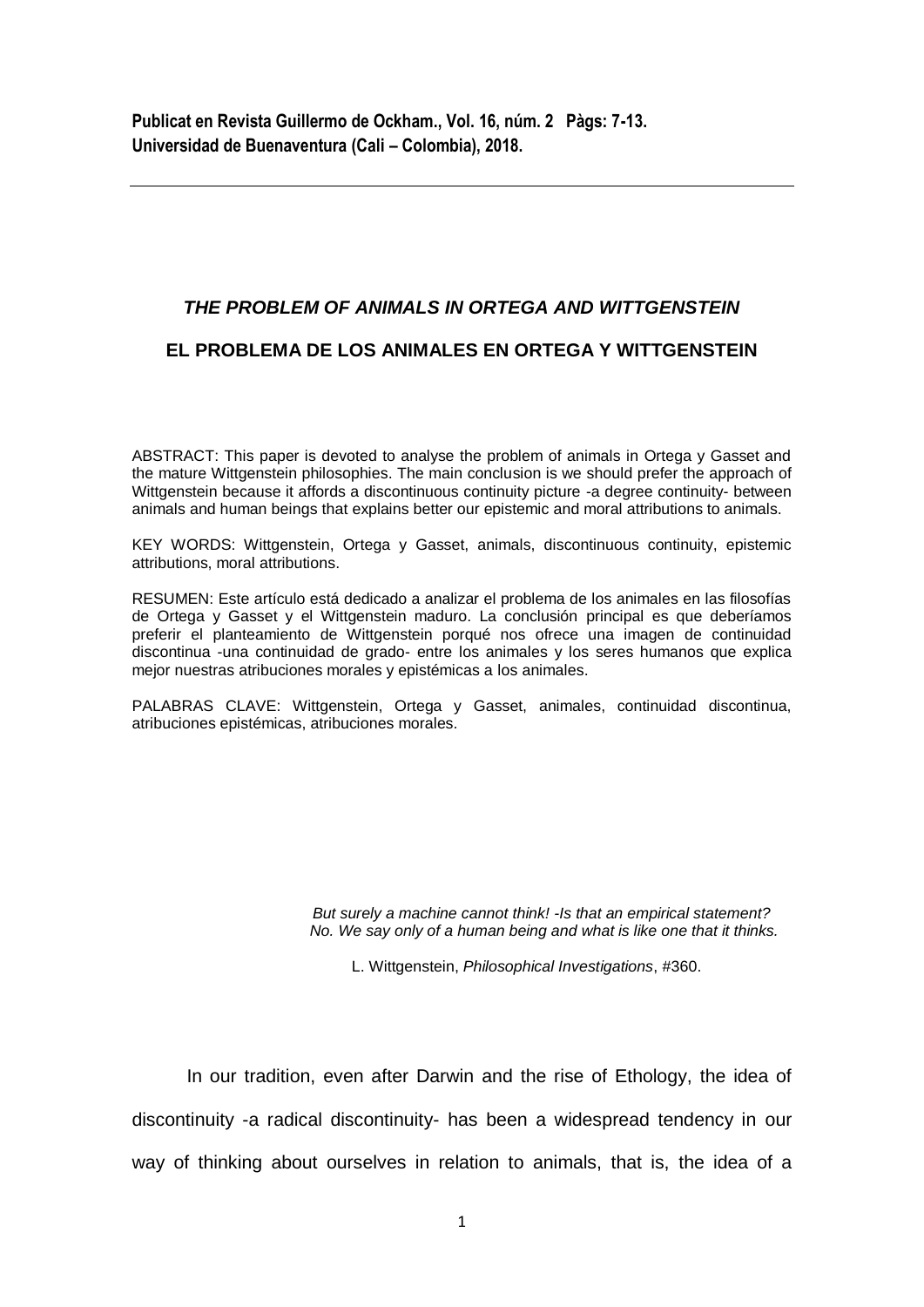**Publicat en Revista Guillermo de Ockham., Vol. 16, núm. 2 Pàgs: 7-13.**
**Universidad de Buenaventura (Cali – Colombia), 2018.**

---

# *THE PROBLEM OF ANIMALS IN ORTEGA AND WITTGENSTEIN*

# EL PROBLEMA DE LOS ANIMALES EN ORTEGA Y WITTGENSTEIN

ABSTRACT: This paper is devoted to analyse the problem of animals in Ortega y Gasset and the mature Wittgenstein philosophies. The main conclusion is we should prefer the approach of Wittgenstein because it affords a discontinuous continuity picture -a degree continuity- between animals and human beings that explains better our epistemic and moral attributions to animals.

KEY WORDS: Wittgenstein, Ortega y Gasset, animals, discontinuous continuity, epistemic attributions, moral attributions.

RESUMEN: Este artículo está dedicado a analizar el problema de los animales en las filosofías de Ortega y Gasset y el Wittgenstein maduro. La conclusión principal es que deberíamos preferir el planteamiento de Wittgenstein porqué nos ofrece una imagen de continuidad discontinua -una continuidad de grado- entre los animales y los seres humanos que explica mejor nuestras atribuciones morales y epistémicas a los animales.

PALABRAS CLAVE: Wittgenstein, Ortega y Gasset, animales, continuidad discontinua, atribuciones epistémicas, atribuciones morales.

> *But surely a machine cannot think! -Is that an empirical statement? No. We say only of a human being and what is like one that it thinks.*
>
> L. Wittgenstein, *Philosophical Investigations*, #360.

In our tradition, even after Darwin and the rise of Ethology, the idea of discontinuity -a radical discontinuity- has been a widespread tendency in our way of thinking about ourselves in relation to animals, that is, the idea of a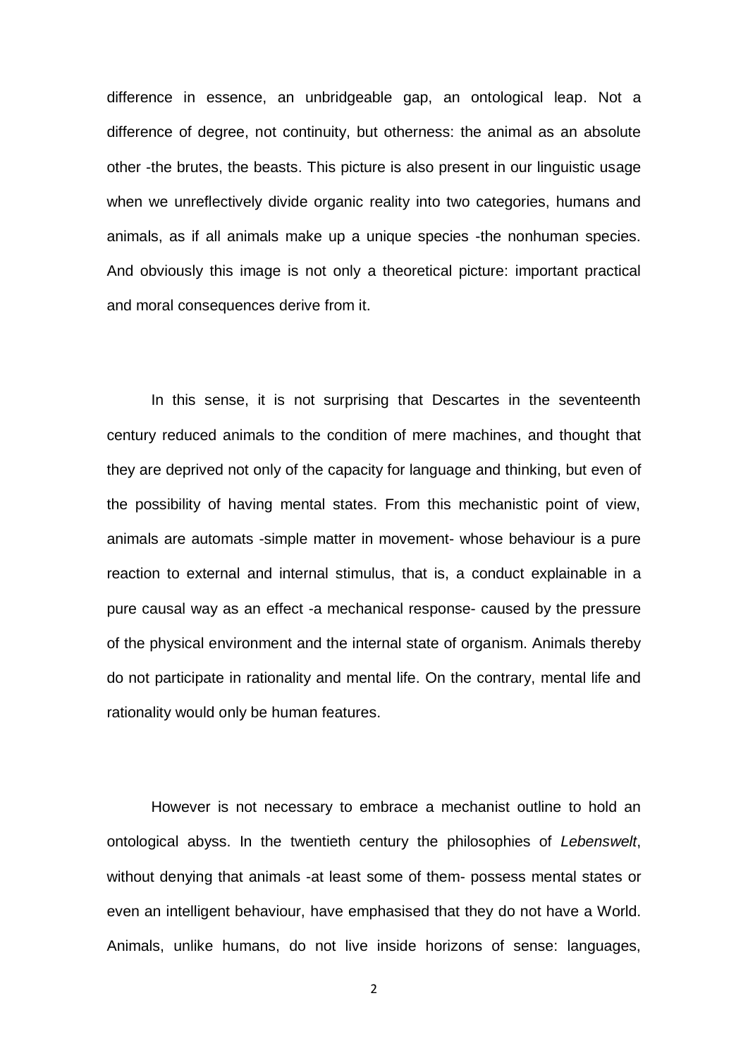difference in essence, an unbridgeable gap, an ontological leap. Not a difference of degree, not continuity, but otherness: the animal as an absolute other -the brutes, the beasts. This picture is also present in our linguistic usage when we unreflectively divide organic reality into two categories, humans and animals, as if all animals make up a unique species -the nonhuman species. And obviously this image is not only a theoretical picture: important practical and moral consequences derive from it.

In this sense, it is not surprising that Descartes in the seventeenth century reduced animals to the condition of mere machines, and thought that they are deprived not only of the capacity for language and thinking, but even of the possibility of having mental states. From this mechanistic point of view, animals are automats -simple matter in movement- whose behaviour is a pure reaction to external and internal stimulus, that is, a conduct explainable in a pure causal way as an effect -a mechanical response- caused by the pressure of the physical environment and the internal state of organism. Animals thereby do not participate in rationality and mental life. On the contrary, mental life and rationality would only be human features.

However is not necessary to embrace a mechanist outline to hold an ontological abyss. In the twentieth century the philosophies of *Lebenswelt*, without denying that animals -at least some of them- possess mental states or even an intelligent behaviour, have emphasised that they do not have a World. Animals, unlike humans, do not live inside horizons of sense: languages,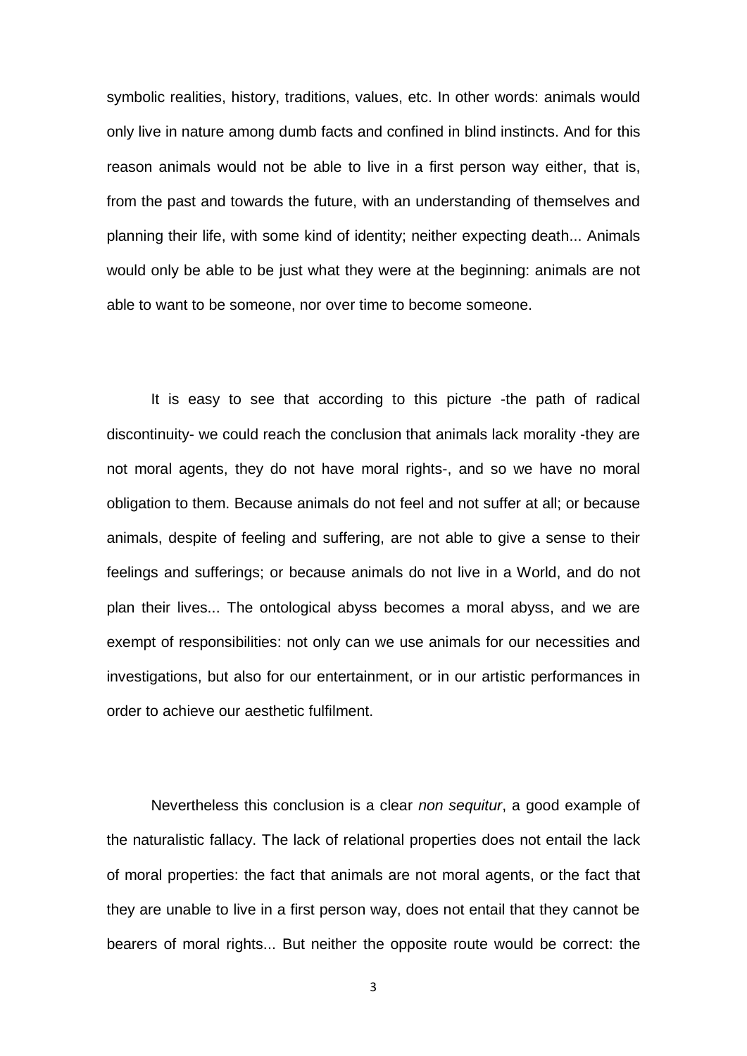symbolic realities, history, traditions, values, etc. In other words: animals would only live in nature among dumb facts and confined in blind instincts. And for this reason animals would not be able to live in a first person way either, that is, from the past and towards the future, with an understanding of themselves and planning their life, with some kind of identity; neither expecting death... Animals would only be able to be just what they were at the beginning: animals are not able to want to be someone, nor over time to become someone.

It is easy to see that according to this picture -the path of radical discontinuity- we could reach the conclusion that animals lack morality -they are not moral agents, they do not have moral rights-, and so we have no moral obligation to them. Because animals do not feel and not suffer at all; or because animals, despite of feeling and suffering, are not able to give a sense to their feelings and sufferings; or because animals do not live in a World, and do not plan their lives... The ontological abyss becomes a moral abyss, and we are exempt of responsibilities: not only can we use animals for our necessities and investigations, but also for our entertainment, or in our artistic performances in order to achieve our aesthetic fulfilment.

Nevertheless this conclusion is a clear *non sequitur*, a good example of the naturalistic fallacy. The lack of relational properties does not entail the lack of moral properties: the fact that animals are not moral agents, or the fact that they are unable to live in a first person way, does not entail that they cannot be bearers of moral rights... But neither the opposite route would be correct: the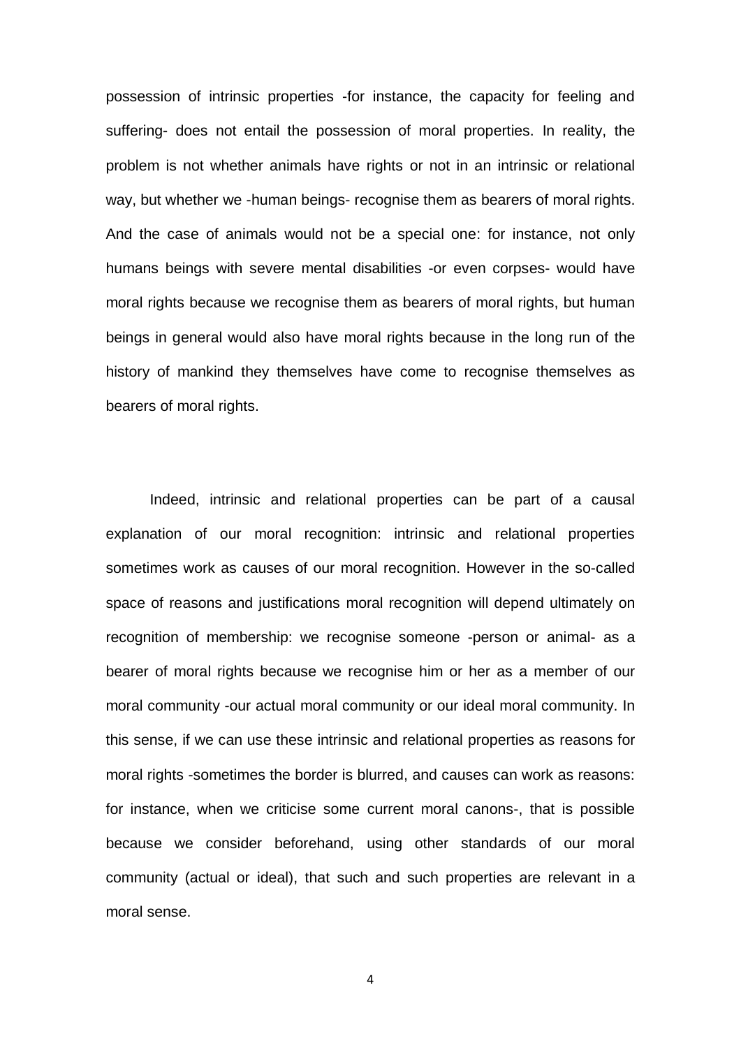possession of intrinsic properties -for instance, the capacity for feeling and suffering- does not entail the possession of moral properties. In reality, the problem is not whether animals have rights or not in an intrinsic or relational way, but whether we -human beings- recognise them as bearers of moral rights. And the case of animals would not be a special one: for instance, not only humans beings with severe mental disabilities -or even corpses- would have moral rights because we recognise them as bearers of moral rights, but human beings in general would also have moral rights because in the long run of the history of mankind they themselves have come to recognise themselves as bearers of moral rights.

Indeed, intrinsic and relational properties can be part of a causal explanation of our moral recognition: intrinsic and relational properties sometimes work as causes of our moral recognition. However in the so-called space of reasons and justifications moral recognition will depend ultimately on recognition of membership: we recognise someone -person or animal- as a bearer of moral rights because we recognise him or her as a member of our moral community -our actual moral community or our ideal moral community. In this sense, if we can use these intrinsic and relational properties as reasons for moral rights -sometimes the border is blurred, and causes can work as reasons: for instance, when we criticise some current moral canons-, that is possible because we consider beforehand, using other standards of our moral community (actual or ideal), that such and such properties are relevant in a moral sense.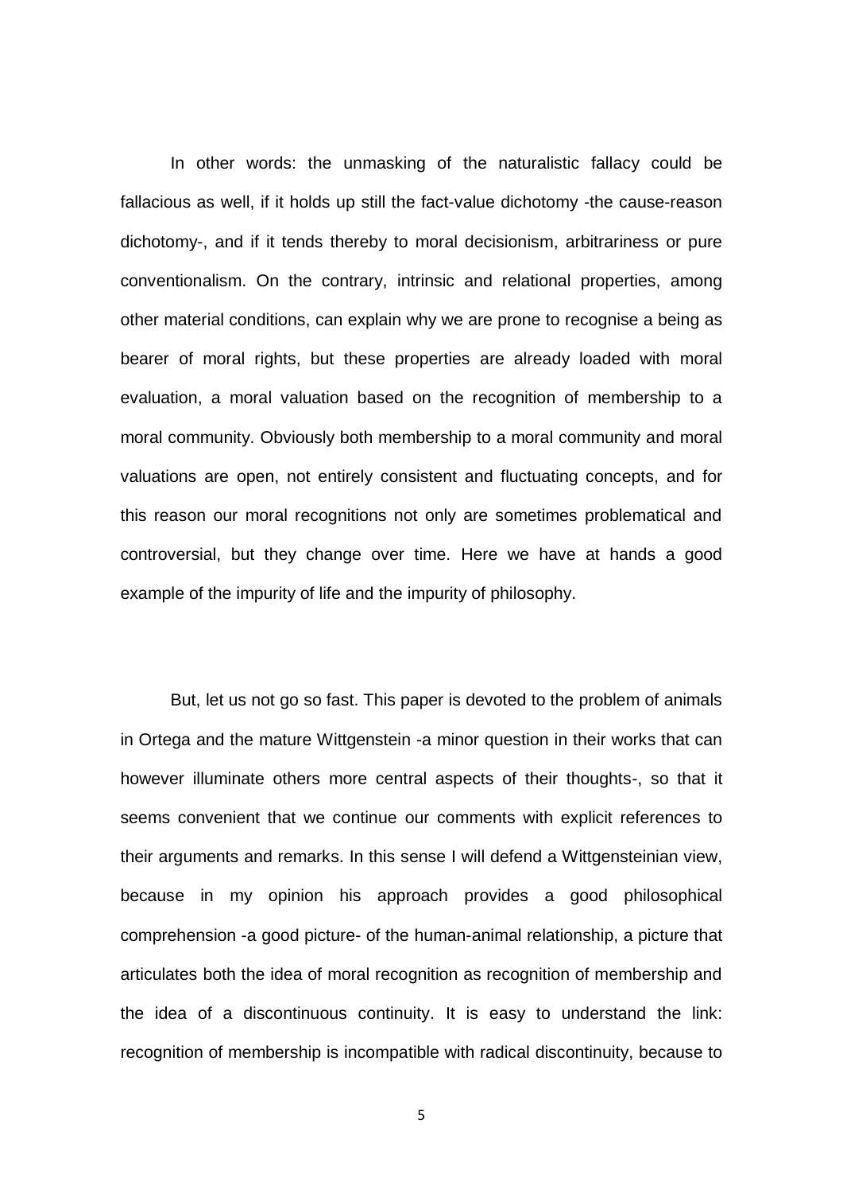In other words: the unmasking of the naturalistic fallacy could be fallacious as well, if it holds up still the fact-value dichotomy -the cause-reason dichotomy-, and if it tends thereby to moral decisionism, arbitrariness or pure conventionalism. On the contrary, intrinsic and relational properties, among other material conditions, can explain why we are prone to recognise a being as bearer of moral rights, but these properties are already loaded with moral evaluation, a moral valuation based on the recognition of membership to a moral community. Obviously both membership to a moral community and moral valuations are open, not entirely consistent and fluctuating concepts, and for this reason our moral recognitions not only are sometimes problematical and controversial, but they change over time. Here we have at hands a good example of the impurity of life and the impurity of philosophy.

But, let us not go so fast. This paper is devoted to the problem of animals in Ortega and the mature Wittgenstein -a minor question in their works that can however illuminate others more central aspects of their thoughts-, so that it seems convenient that we continue our comments with explicit references to their arguments and remarks. In this sense I will defend a Wittgensteinian view, because in my opinion his approach provides a good philosophical comprehension -a good picture- of the human-animal relationship, a picture that articulates both the idea of moral recognition as recognition of membership and the idea of a discontinuous continuity. It is easy to understand the link: recognition of membership is incompatible with radical discontinuity, because to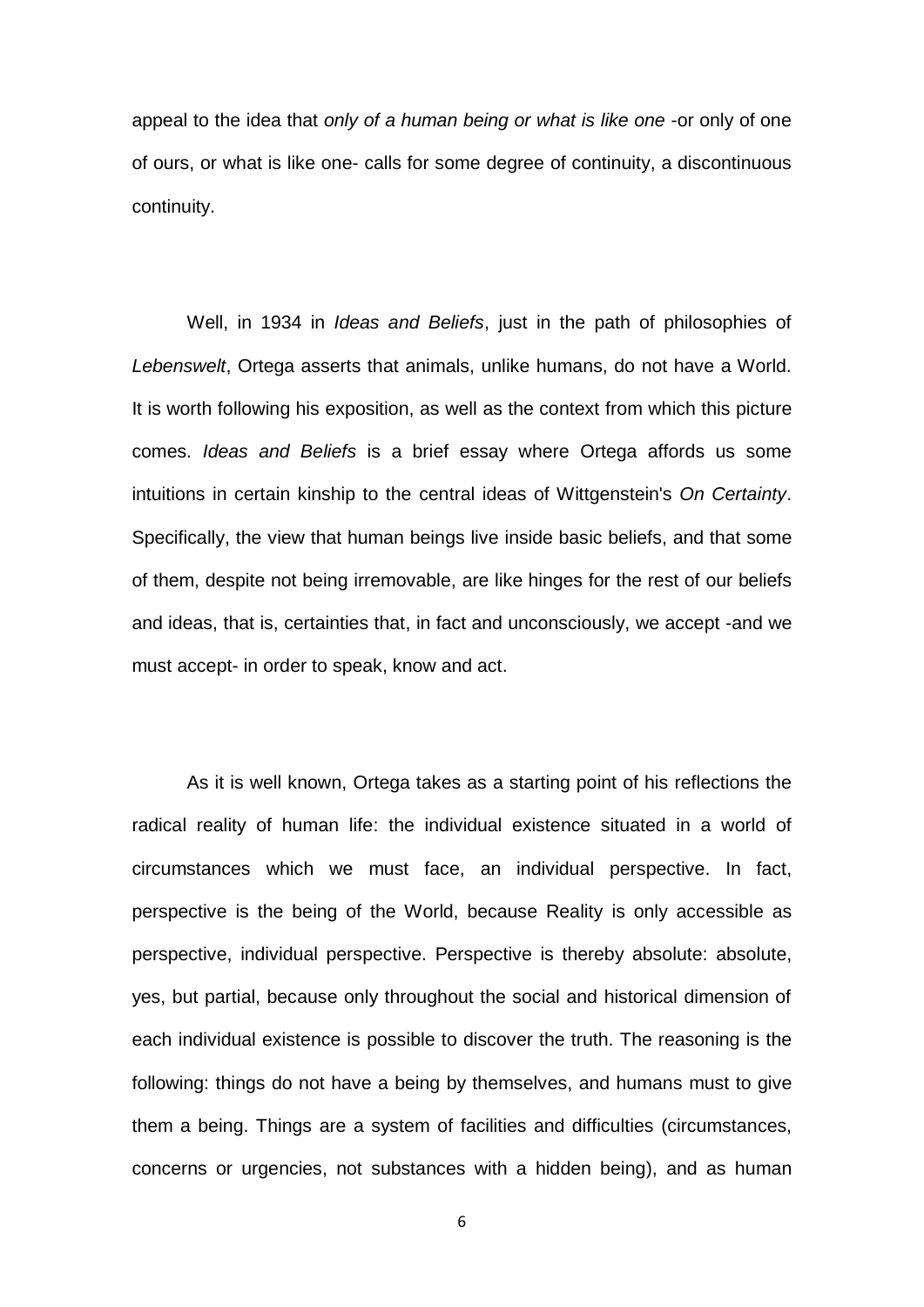appeal to the idea that *only of a human being or what is like one* -or only of one of ours, or what is like one- calls for some degree of continuity, a discontinuous continuity.

Well, in 1934 in *Ideas and Beliefs*, just in the path of philosophies of *Lebenswelt*, Ortega asserts that animals, unlike humans, do not have a World. It is worth following his exposition, as well as the context from which this picture comes. *Ideas and Beliefs* is a brief essay where Ortega affords us some intuitions in certain kinship to the central ideas of Wittgenstein's *On Certainty*. Specifically, the view that human beings live inside basic beliefs, and that some of them, despite not being irremovable, are like hinges for the rest of our beliefs and ideas, that is, certainties that, in fact and unconsciously, we accept -and we must accept- in order to speak, know and act.

As it is well known, Ortega takes as a starting point of his reflections the radical reality of human life: the individual existence situated in a world of circumstances which we must face, an individual perspective. In fact, perspective is the being of the World, because Reality is only accessible as perspective, individual perspective. Perspective is thereby absolute: absolute, yes, but partial, because only throughout the social and historical dimension of each individual existence is possible to discover the truth. The reasoning is the following: things do not have a being by themselves, and humans must to give them a being. Things are a system of facilities and difficulties (circumstances, concerns or urgencies, not substances with a hidden being), and as human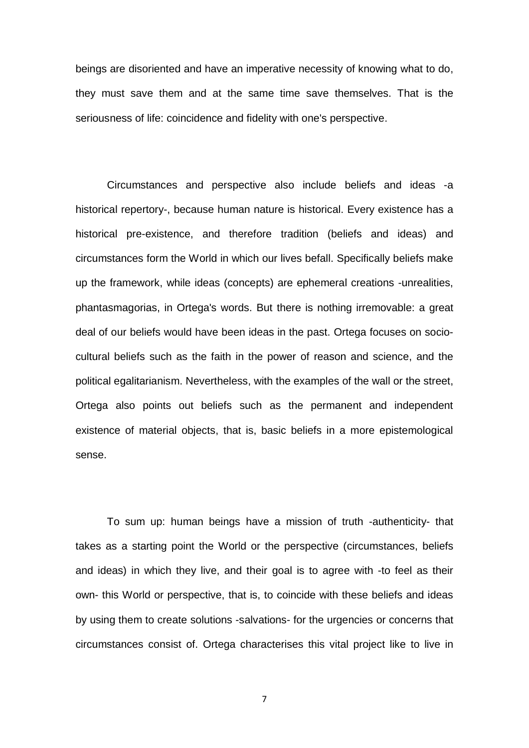beings are disoriented and have an imperative necessity of knowing what to do, they must save them and at the same time save themselves. That is the seriousness of life: coincidence and fidelity with one's perspective.

Circumstances and perspective also include beliefs and ideas -a historical repertory-, because human nature is historical. Every existence has a historical pre-existence, and therefore tradition (beliefs and ideas) and circumstances form the World in which our lives befall. Specifically beliefs make up the framework, while ideas (concepts) are ephemeral creations -unrealities, phantasmagorias, in Ortega's words. But there is nothing irremovable: a great deal of our beliefs would have been ideas in the past. Ortega focuses on socio-cultural beliefs such as the faith in the power of reason and science, and the political egalitarianism. Nevertheless, with the examples of the wall or the street, Ortega also points out beliefs such as the permanent and independent existence of material objects, that is, basic beliefs in a more epistemological sense.

To sum up: human beings have a mission of truth -authenticity- that takes as a starting point the World or the perspective (circumstances, beliefs and ideas) in which they live, and their goal is to agree with -to feel as their own- this World or perspective, that is, to coincide with these beliefs and ideas by using them to create solutions -salvations- for the urgencies or concerns that circumstances consist of. Ortega characterises this vital project like to live in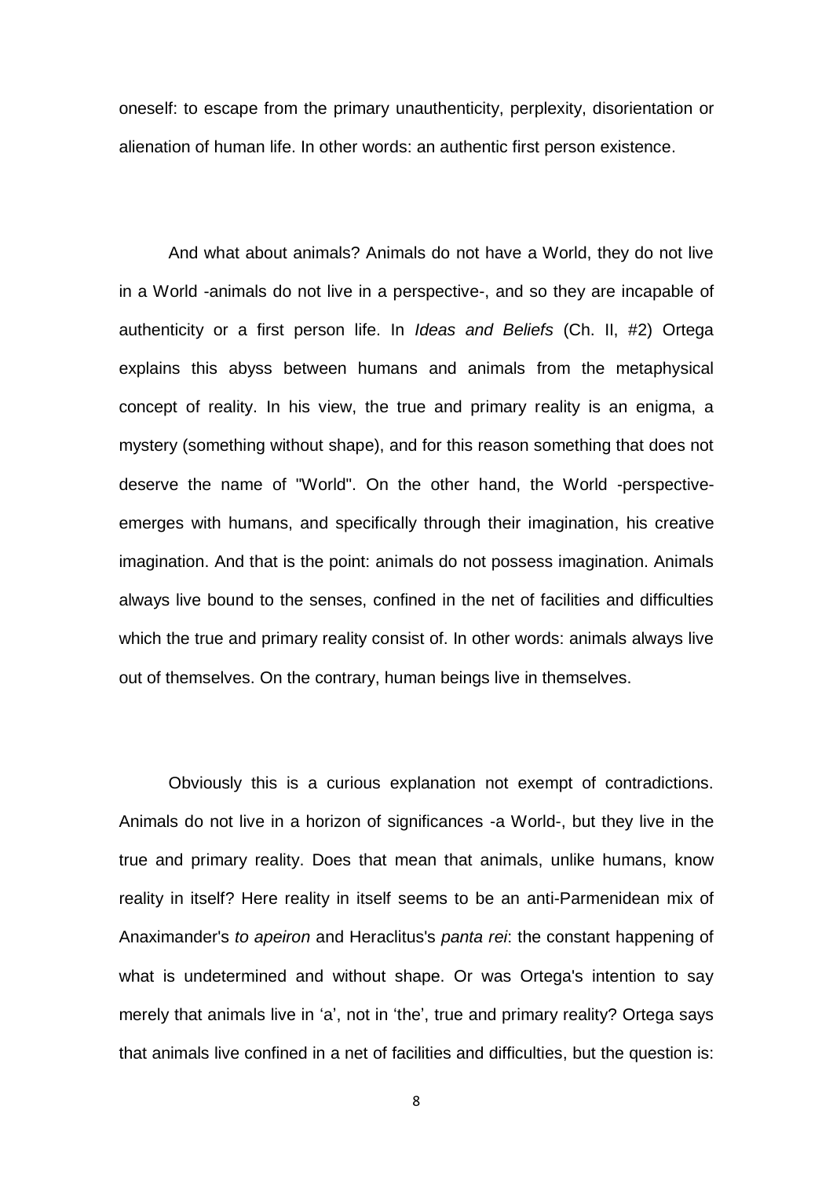oneself: to escape from the primary unauthenticity, perplexity, disorientation or alienation of human life. In other words: an authentic first person existence.

And what about animals? Animals do not have a World, they do not live in a World -animals do not live in a perspective-, and so they are incapable of authenticity or a first person life. In *Ideas and Beliefs* (Ch. II, #2) Ortega explains this abyss between humans and animals from the metaphysical concept of reality. In his view, the true and primary reality is an enigma, a mystery (something without shape), and for this reason something that does not deserve the name of "World". On the other hand, the World -perspective- emerges with humans, and specifically through their imagination, his creative imagination. And that is the point: animals do not possess imagination. Animals always live bound to the senses, confined in the net of facilities and difficulties which the true and primary reality consist of. In other words: animals always live out of themselves. On the contrary, human beings live in themselves.

Obviously this is a curious explanation not exempt of contradictions. Animals do not live in a horizon of significances -a World-, but they live in the true and primary reality. Does that mean that animals, unlike humans, know reality in itself? Here reality in itself seems to be an anti-Parmenidean mix of Anaximander's *to apeiron* and Heraclitus's *panta rei*: the constant happening of what is undetermined and without shape. Or was Ortega's intention to say merely that animals live in 'a', not in 'the', true and primary reality? Ortega says that animals live confined in a net of facilities and difficulties, but the question is: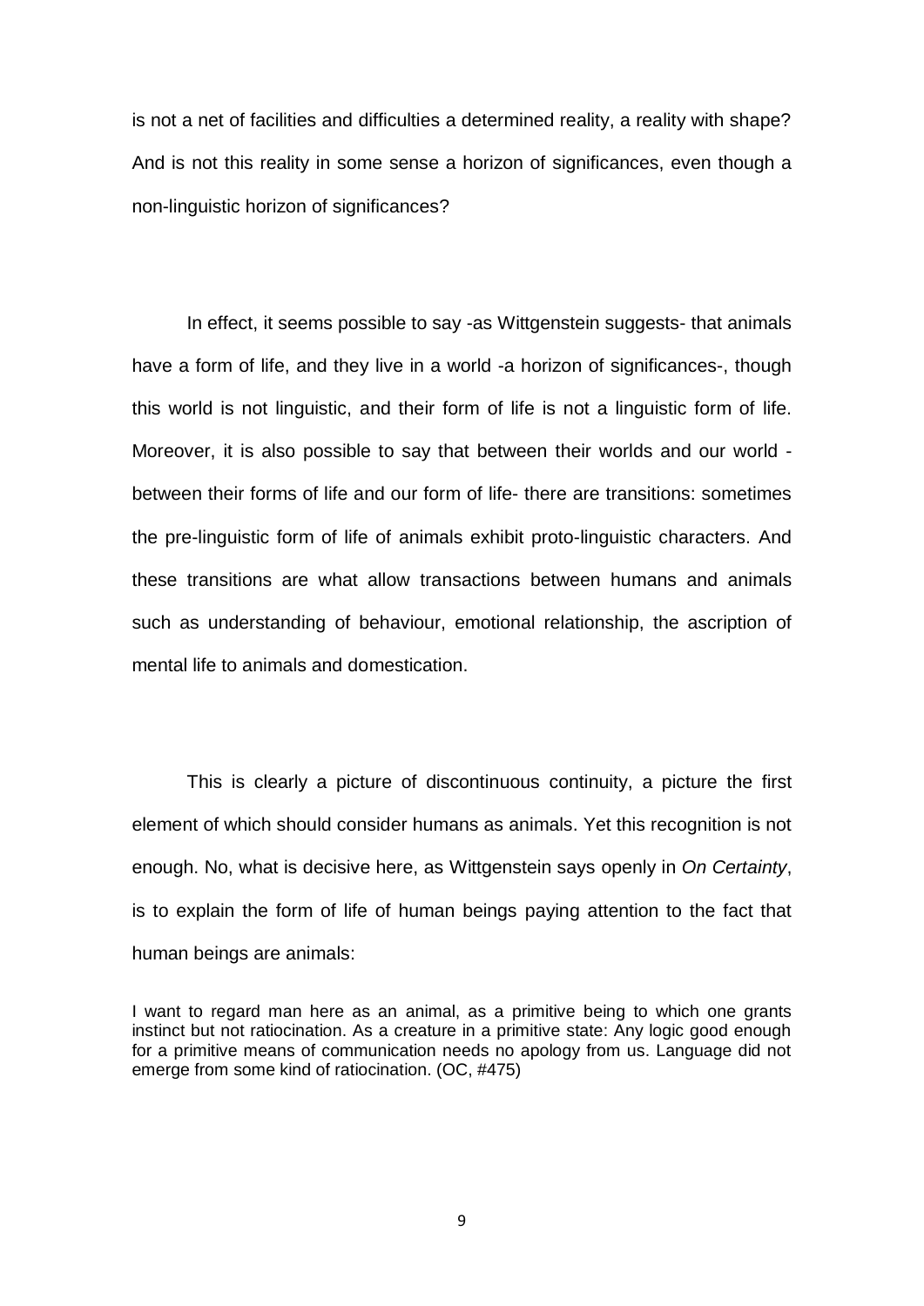is not a net of facilities and difficulties a determined reality, a reality with shape? And is not this reality in some sense a horizon of significances, even though a non-linguistic horizon of significances?

In effect, it seems possible to say -as Wittgenstein suggests- that animals have a form of life, and they live in a world -a horizon of significances-, though this world is not linguistic, and their form of life is not a linguistic form of life. Moreover, it is also possible to say that between their worlds and our world - between their forms of life and our form of life- there are transitions: sometimes the pre-linguistic form of life of animals exhibit proto-linguistic characters. And these transitions are what allow transactions between humans and animals such as understanding of behaviour, emotional relationship, the ascription of mental life to animals and domestication.

This is clearly a picture of discontinuous continuity, a picture the first element of which should consider humans as animals. Yet this recognition is not enough. No, what is decisive here, as Wittgenstein says openly in *On Certainty*, is to explain the form of life of human beings paying attention to the fact that human beings are animals:

> I want to regard man here as an animal, as a primitive being to which one grants instinct but not ratiocination. As a creature in a primitive state: Any logic good enough for a primitive means of communication needs no apology from us. Language did not emerge from some kind of ratiocination. (OC, #475)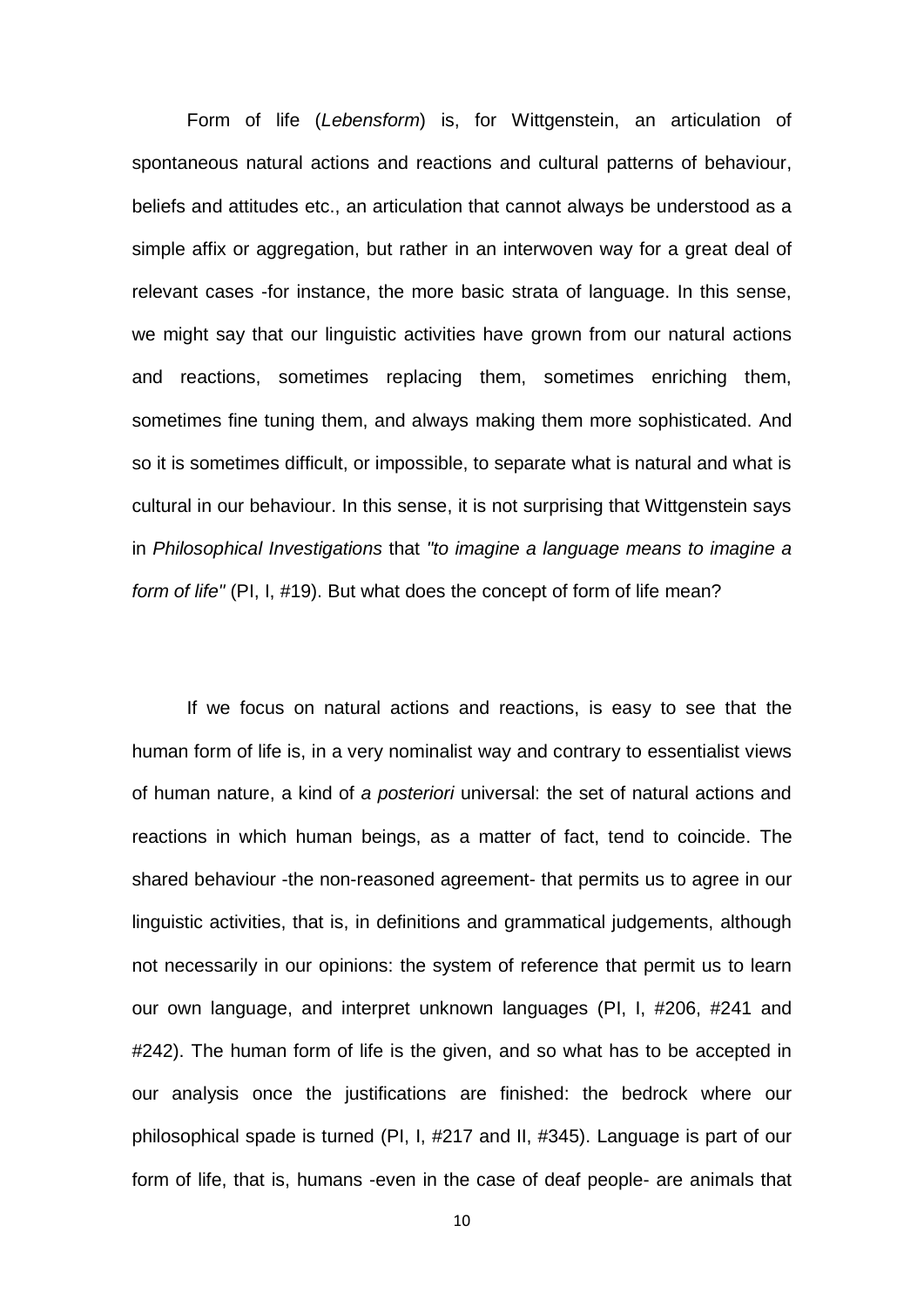Form of life (*Lebensform*) is, for Wittgenstein, an articulation of spontaneous natural actions and reactions and cultural patterns of behaviour, beliefs and attitudes etc., an articulation that cannot always be understood as a simple affix or aggregation, but rather in an interwoven way for a great deal of relevant cases -for instance, the more basic strata of language. In this sense, we might say that our linguistic activities have grown from our natural actions and reactions, sometimes replacing them, sometimes enriching them, sometimes fine tuning them, and always making them more sophisticated. And so it is sometimes difficult, or impossible, to separate what is natural and what is cultural in our behaviour. In this sense, it is not surprising that Wittgenstein says in *Philosophical Investigations* that *"to imagine a language means to imagine a form of life"* (PI, I, #19). But what does the concept of form of life mean?

If we focus on natural actions and reactions, is easy to see that the human form of life is, in a very nominalist way and contrary to essentialist views of human nature, a kind of *a posteriori* universal: the set of natural actions and reactions in which human beings, as a matter of fact, tend to coincide. The shared behaviour -the non-reasoned agreement- that permits us to agree in our linguistic activities, that is, in definitions and grammatical judgements, although not necessarily in our opinions: the system of reference that permit us to learn our own language, and interpret unknown languages (PI, I, #206, #241 and #242). The human form of life is the given, and so what has to be accepted in our analysis once the justifications are finished: the bedrock where our philosophical spade is turned (PI, I, #217 and II, #345). Language is part of our form of life, that is, humans -even in the case of deaf people- are animals that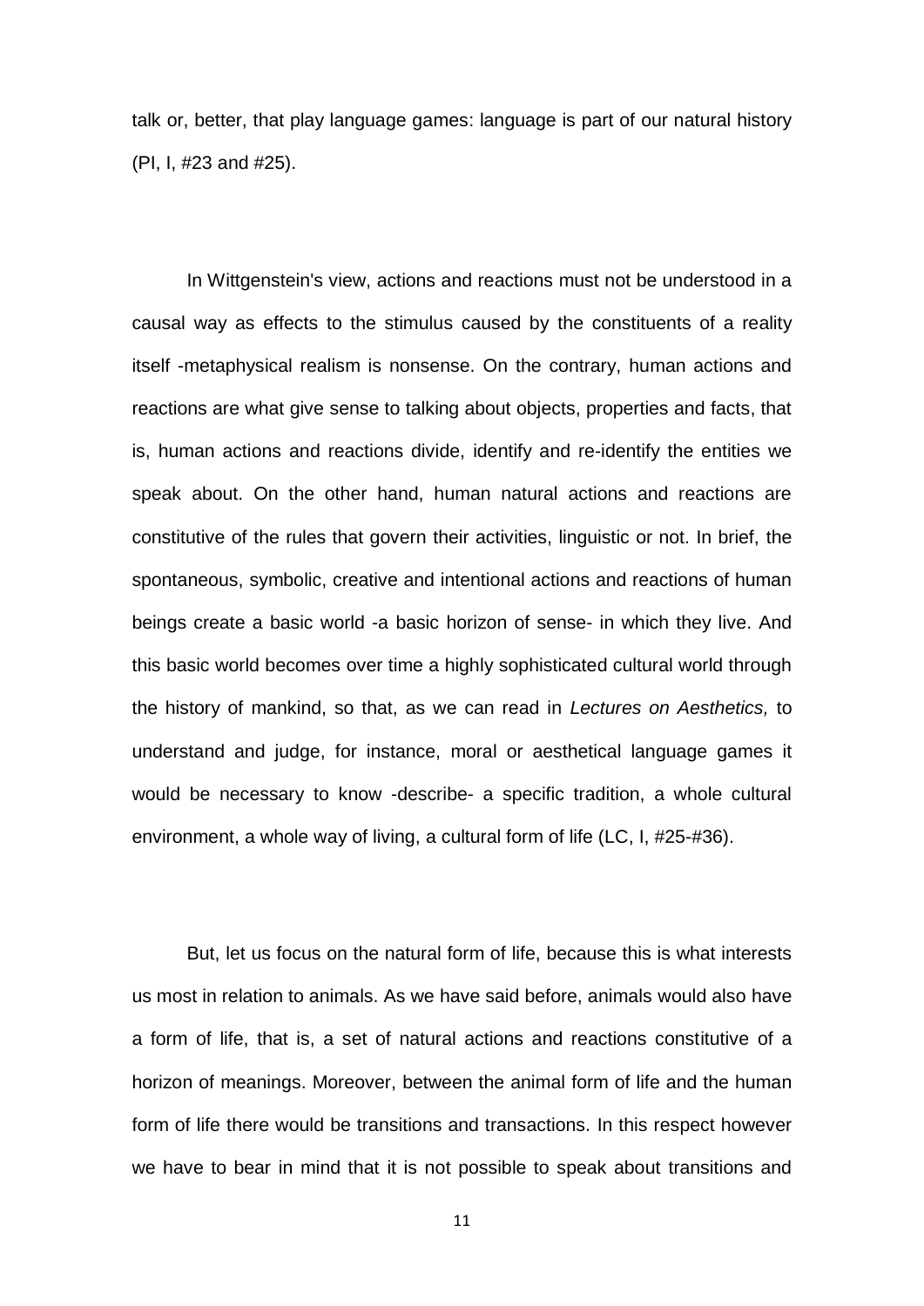talk or, better, that play language games: language is part of our natural history (PI, I, #23 and #25).

In Wittgenstein's view, actions and reactions must not be understood in a causal way as effects to the stimulus caused by the constituents of a reality itself -metaphysical realism is nonsense. On the contrary, human actions and reactions are what give sense to talking about objects, properties and facts, that is, human actions and reactions divide, identify and re-identify the entities we speak about. On the other hand, human natural actions and reactions are constitutive of the rules that govern their activities, linguistic or not. In brief, the spontaneous, symbolic, creative and intentional actions and reactions of human beings create a basic world -a basic horizon of sense- in which they live. And this basic world becomes over time a highly sophisticated cultural world through the history of mankind, so that, as we can read in *Lectures on Aesthetics,* to understand and judge, for instance, moral or aesthetical language games it would be necessary to know -describe- a specific tradition, a whole cultural environment, a whole way of living, a cultural form of life (LC, I, #25-#36).

But, let us focus on the natural form of life, because this is what interests us most in relation to animals. As we have said before, animals would also have a form of life, that is, a set of natural actions and reactions constitutive of a horizon of meanings. Moreover, between the animal form of life and the human form of life there would be transitions and transactions. In this respect however we have to bear in mind that it is not possible to speak about transitions and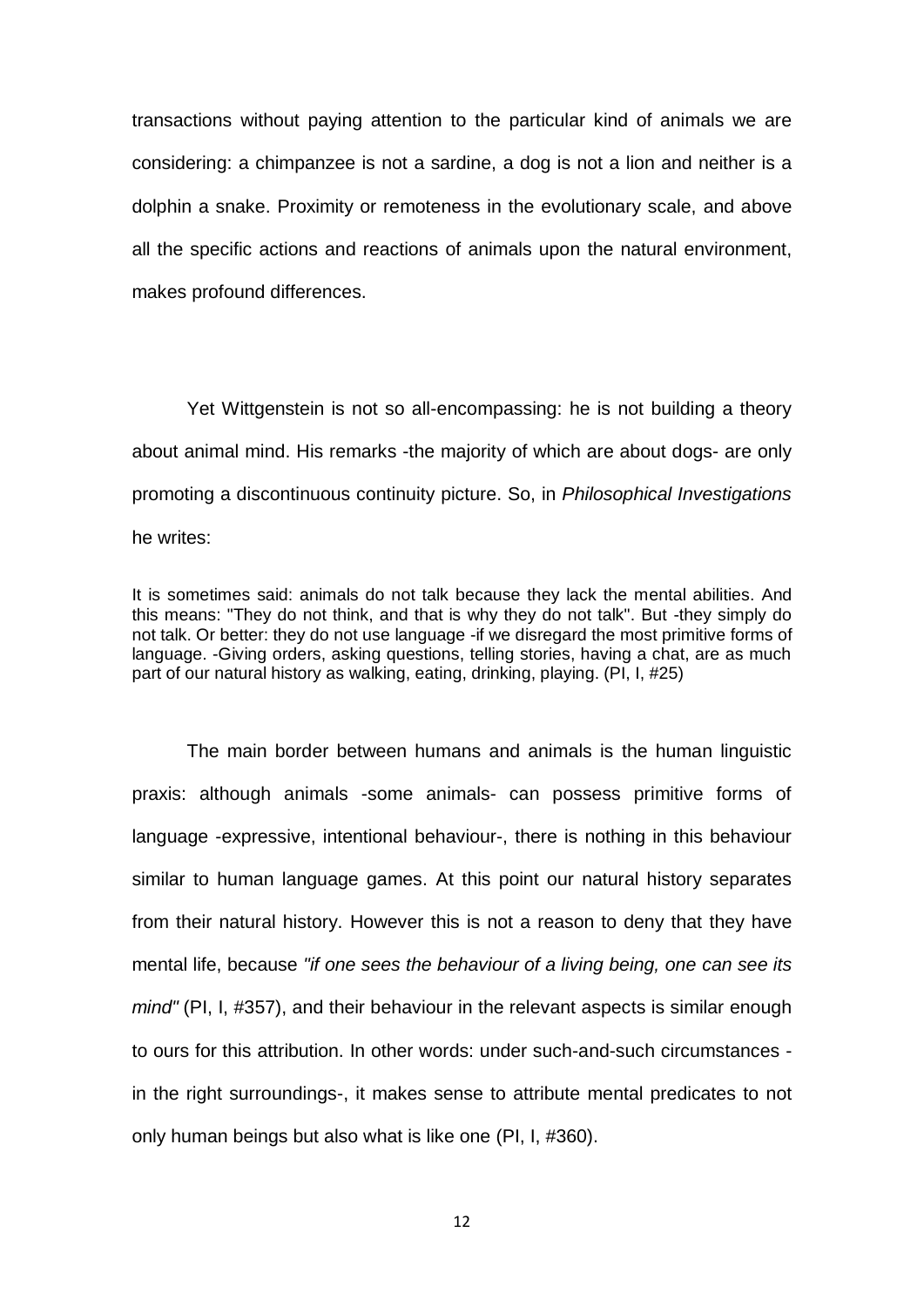transactions without paying attention to the particular kind of animals we are considering: a chimpanzee is not a sardine, a dog is not a lion and neither is a dolphin a snake. Proximity or remoteness in the evolutionary scale, and above all the specific actions and reactions of animals upon the natural environment, makes profound differences.

Yet Wittgenstein is not so all-encompassing: he is not building a theory about animal mind. His remarks -the majority of which are about dogs- are only promoting a discontinuous continuity picture. So, in *Philosophical Investigations* he writes:

> It is sometimes said: animals do not talk because they lack the mental abilities. And this means: "They do not think, and that is why they do not talk". But -they simply do not talk. Or better: they do not use language -if we disregard the most primitive forms of language. -Giving orders, asking questions, telling stories, having a chat, are as much part of our natural history as walking, eating, drinking, playing. (PI, I, #25)

The main border between humans and animals is the human linguistic praxis: although animals -some animals- can possess primitive forms of language -expressive, intentional behaviour-, there is nothing in this behaviour similar to human language games. At this point our natural history separates from their natural history. However this is not a reason to deny that they have mental life, because *"if one sees the behaviour of a living being, one can see its mind"* (PI, I, #357), and their behaviour in the relevant aspects is similar enough to ours for this attribution. In other words: under such-and-such circumstances - in the right surroundings-, it makes sense to attribute mental predicates to not only human beings but also what is like one (PI, I, #360).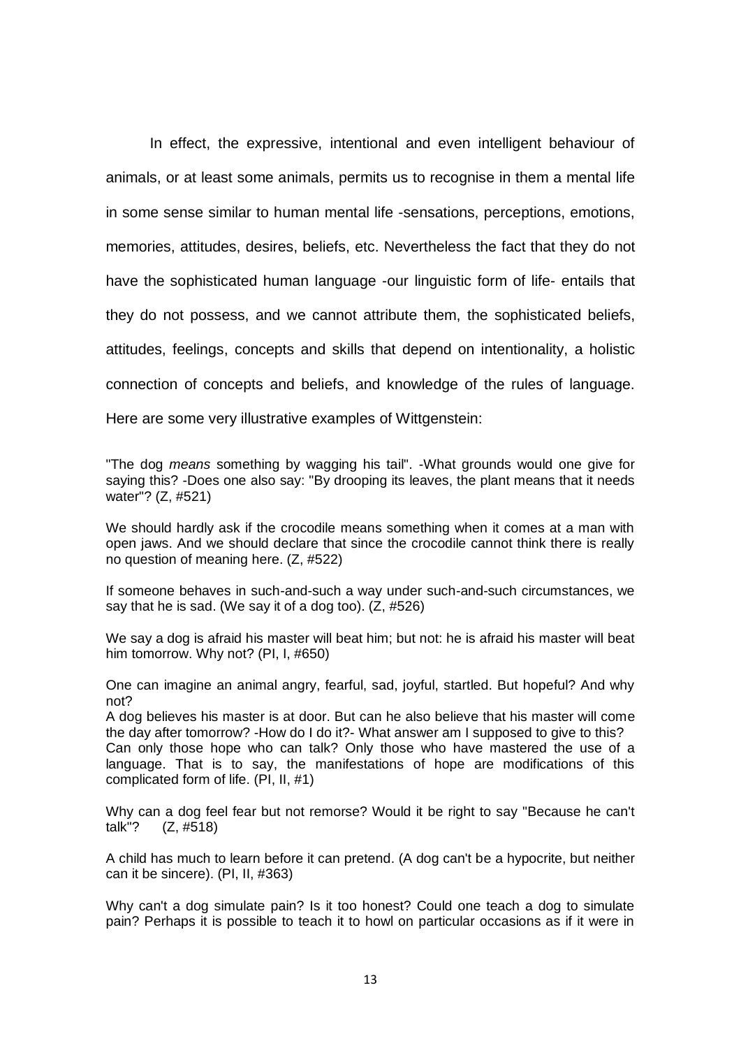In effect, the expressive, intentional and even intelligent behaviour of animals, or at least some animals, permits us to recognise in them a mental life in some sense similar to human mental life -sensations, perceptions, emotions, memories, attitudes, desires, beliefs, etc. Nevertheless the fact that they do not have the sophisticated human language -our linguistic form of life- entails that they do not possess, and we cannot attribute them, the sophisticated beliefs, attitudes, feelings, concepts and skills that depend on intentionality, a holistic connection of concepts and beliefs, and knowledge of the rules of language. Here are some very illustrative examples of Wittgenstein:

> "The dog *means* something by wagging his tail". -What grounds would one give for saying this? -Does one also say: "By drooping its leaves, the plant means that it needs water"? (Z, #521)
>
> We should hardly ask if the crocodile means something when it comes at a man with open jaws. And we should declare that since the crocodile cannot think there is really no question of meaning here. (Z, #522)
>
> If someone behaves in such-and-such a way under such-and-such circumstances, we say that he is sad. (We say it of a dog too). (Z, #526)
>
> We say a dog is afraid his master will beat him; but not: he is afraid his master will beat him tomorrow. Why not? (PI, I, #650)
>
> One can imagine an animal angry, fearful, sad, joyful, startled. But hopeful? And why not?
> A dog believes his master is at door. But can he also believe that his master will come the day after tomorrow? -How do I do it?- What answer am I supposed to give to this?
> Can only those hope who can talk? Only those who have mastered the use of a language. That is to say, the manifestations of hope are modifications of this complicated form of life. (PI, II, #1)
>
> Why can a dog feel fear but not remorse? Would it be right to say "Because he can't talk"? (Z, #518)
>
> A child has much to learn before it can pretend. (A dog can't be a hypocrite, but neither can it be sincere). (PI, II, #363)
>
> Why can't a dog simulate pain? Is it too honest? Could one teach a dog to simulate pain? Perhaps it is possible to teach it to howl on particular occasions as if it were in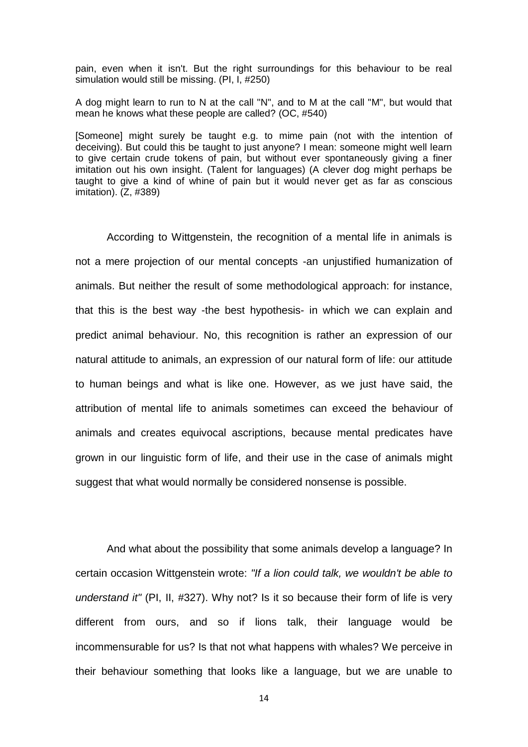pain, even when it isn't. But the right surroundings for this behaviour to be real simulation would still be missing. (PI, I, #250)

A dog might learn to run to N at the call "N", and to M at the call "M", but would that mean he knows what these people are called? (OC, #540)

[Someone] might surely be taught e.g. to mime pain (not with the intention of deceiving). But could this be taught to just anyone? I mean: someone might well learn to give certain crude tokens of pain, but without ever spontaneously giving a finer imitation out his own insight. (Talent for languages) (A clever dog might perhaps be taught to give a kind of whine of pain but it would never get as far as conscious imitation). (Z, #389)

According to Wittgenstein, the recognition of a mental life in animals is not a mere projection of our mental concepts -an unjustified humanization of animals. But neither the result of some methodological approach: for instance, that this is the best way -the best hypothesis- in which we can explain and predict animal behaviour. No, this recognition is rather an expression of our natural attitude to animals, an expression of our natural form of life: our attitude to human beings and what is like one. However, as we just have said, the attribution of mental life to animals sometimes can exceed the behaviour of animals and creates equivocal ascriptions, because mental predicates have grown in our linguistic form of life, and their use in the case of animals might suggest that what would normally be considered nonsense is possible.

And what about the possibility that some animals develop a language? In certain occasion Wittgenstein wrote: *"If a lion could talk, we wouldn't be able to understand it"* (PI, II, #327). Why not? Is it so because their form of life is very different from ours, and so if lions talk, their language would be incommensurable for us? Is that not what happens with whales? We perceive in their behaviour something that looks like a language, but we are unable to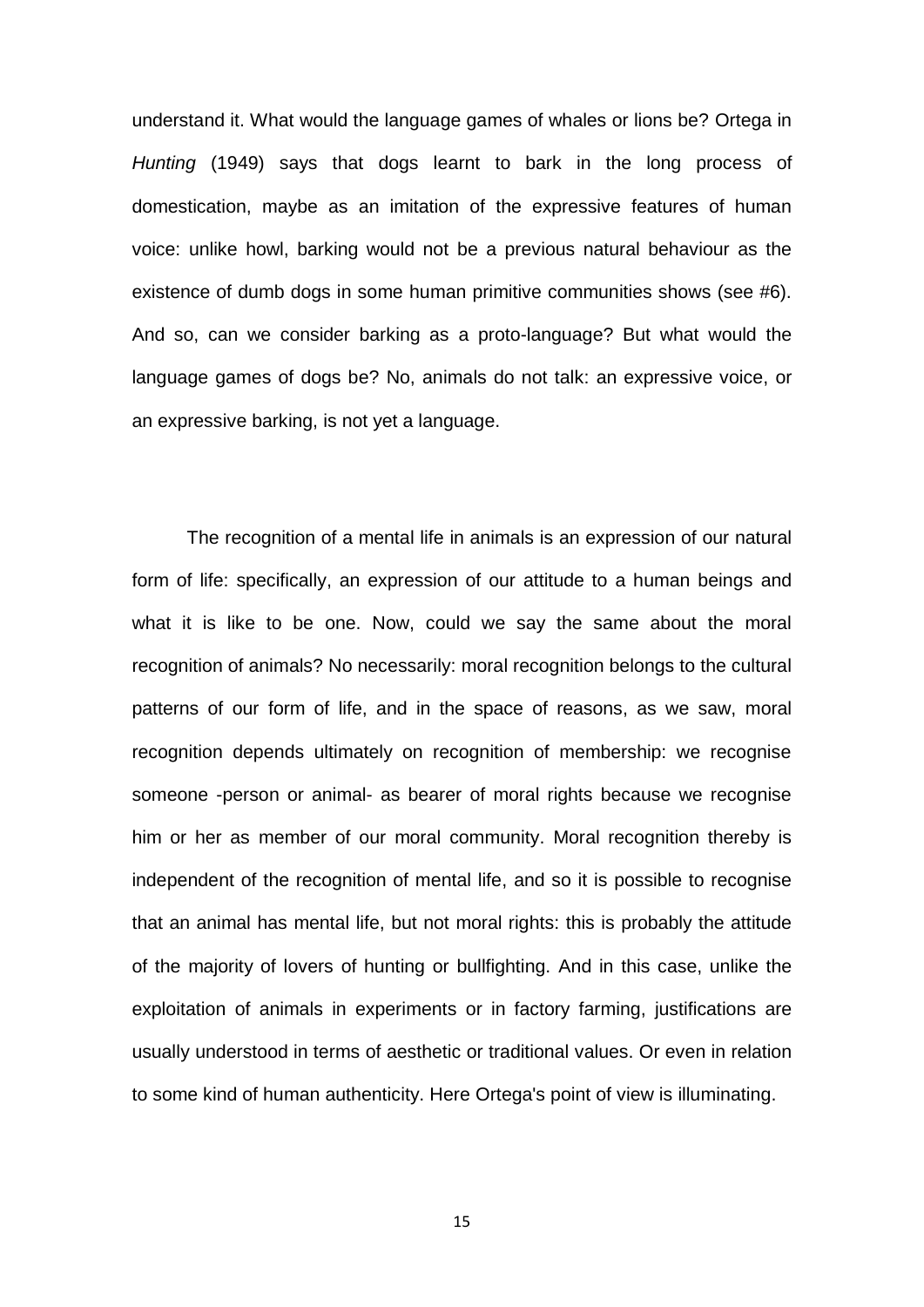understand it. What would the language games of whales or lions be? Ortega in *Hunting* (1949) says that dogs learnt to bark in the long process of domestication, maybe as an imitation of the expressive features of human voice: unlike howl, barking would not be a previous natural behaviour as the existence of dumb dogs in some human primitive communities shows (see #6). And so, can we consider barking as a proto-language? But what would the language games of dogs be? No, animals do not talk: an expressive voice, or an expressive barking, is not yet a language.

The recognition of a mental life in animals is an expression of our natural form of life: specifically, an expression of our attitude to a human beings and what it is like to be one. Now, could we say the same about the moral recognition of animals? No necessarily: moral recognition belongs to the cultural patterns of our form of life, and in the space of reasons, as we saw, moral recognition depends ultimately on recognition of membership: we recognise someone -person or animal- as bearer of moral rights because we recognise him or her as member of our moral community. Moral recognition thereby is independent of the recognition of mental life, and so it is possible to recognise that an animal has mental life, but not moral rights: this is probably the attitude of the majority of lovers of hunting or bullfighting. And in this case, unlike the exploitation of animals in experiments or in factory farming, justifications are usually understood in terms of aesthetic or traditional values. Or even in relation to some kind of human authenticity. Here Ortega's point of view is illuminating.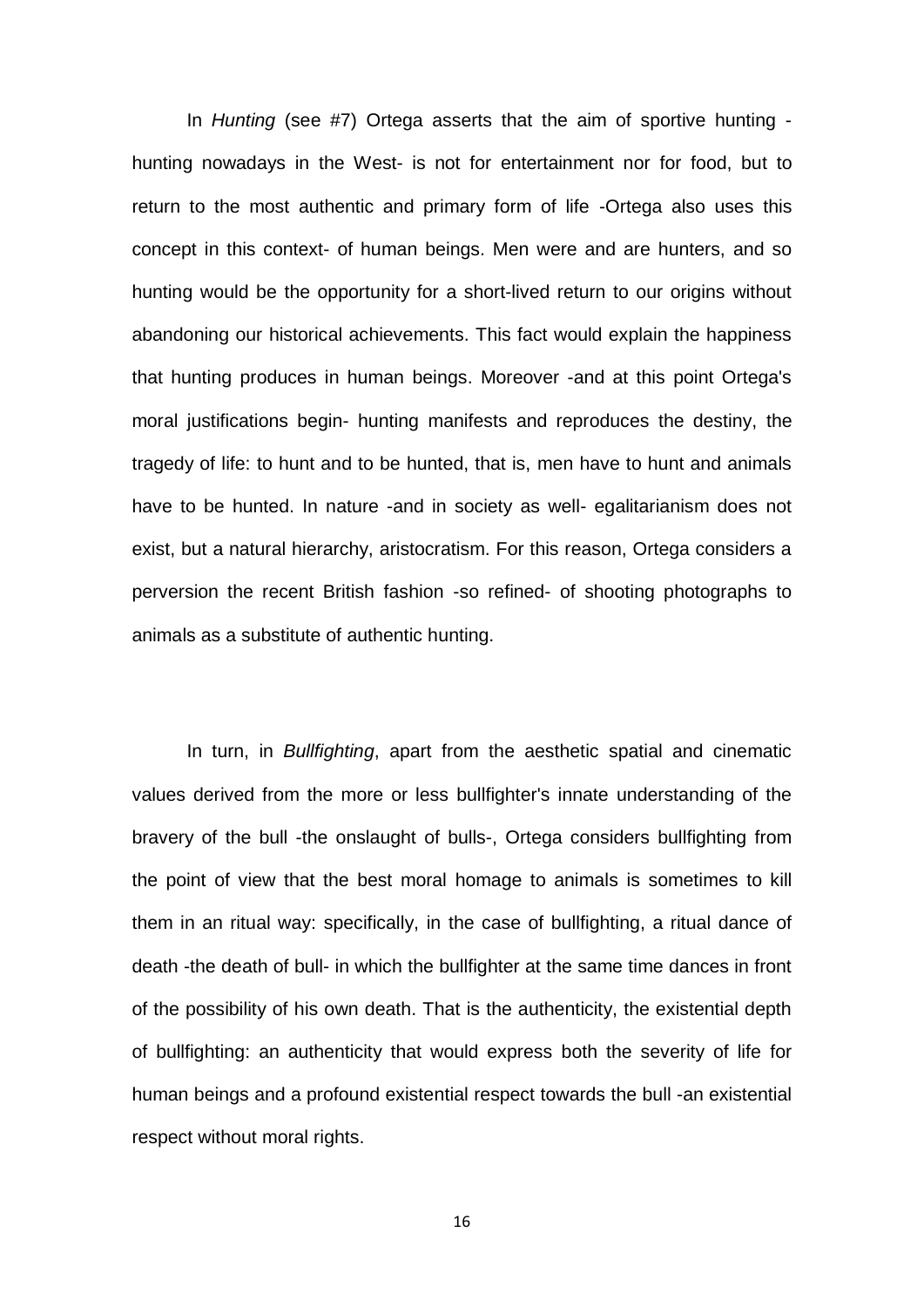In *Hunting* (see #7) Ortega asserts that the aim of sportive hunting -hunting nowadays in the West- is not for entertainment nor for food, but to return to the most authentic and primary form of life -Ortega also uses this concept in this context- of human beings. Men were and are hunters, and so hunting would be the opportunity for a short-lived return to our origins without abandoning our historical achievements. This fact would explain the happiness that hunting produces in human beings. Moreover -and at this point Ortega's moral justifications begin- hunting manifests and reproduces the destiny, the tragedy of life: to hunt and to be hunted, that is, men have to hunt and animals have to be hunted. In nature -and in society as well- egalitarianism does not exist, but a natural hierarchy, aristocratism. For this reason, Ortega considers a perversion the recent British fashion -so refined- of shooting photographs to animals as a substitute of authentic hunting.

In turn, in *Bullfighting*, apart from the aesthetic spatial and cinematic values derived from the more or less bullfighter's innate understanding of the bravery of the bull -the onslaught of bulls-, Ortega considers bullfighting from the point of view that the best moral homage to animals is sometimes to kill them in an ritual way: specifically, in the case of bullfighting, a ritual dance of death -the death of bull- in which the bullfighter at the same time dances in front of the possibility of his own death. That is the authenticity, the existential depth of bullfighting: an authenticity that would express both the severity of life for human beings and a profound existential respect towards the bull -an existential respect without moral rights.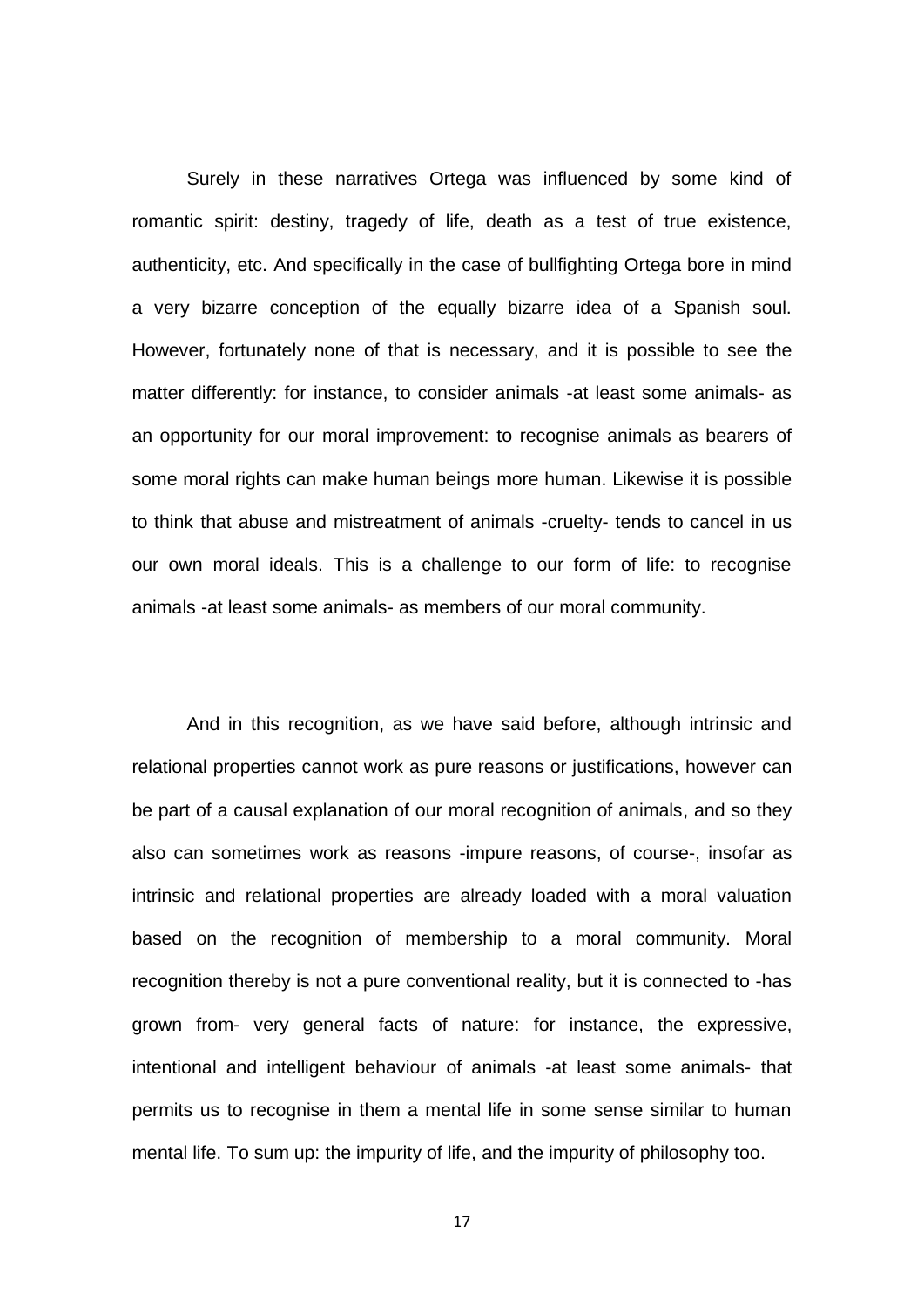Surely in these narratives Ortega was influenced by some kind of romantic spirit: destiny, tragedy of life, death as a test of true existence, authenticity, etc. And specifically in the case of bullfighting Ortega bore in mind a very bizarre conception of the equally bizarre idea of a Spanish soul. However, fortunately none of that is necessary, and it is possible to see the matter differently: for instance, to consider animals -at least some animals- as an opportunity for our moral improvement: to recognise animals as bearers of some moral rights can make human beings more human. Likewise it is possible to think that abuse and mistreatment of animals -cruelty- tends to cancel in us our own moral ideals. This is a challenge to our form of life: to recognise animals -at least some animals- as members of our moral community.

And in this recognition, as we have said before, although intrinsic and relational properties cannot work as pure reasons or justifications, however can be part of a causal explanation of our moral recognition of animals, and so they also can sometimes work as reasons -impure reasons, of course-, insofar as intrinsic and relational properties are already loaded with a moral valuation based on the recognition of membership to a moral community. Moral recognition thereby is not a pure conventional reality, but it is connected to -has grown from- very general facts of nature: for instance, the expressive, intentional and intelligent behaviour of animals -at least some animals- that permits us to recognise in them a mental life in some sense similar to human mental life. To sum up: the impurity of life, and the impurity of philosophy too.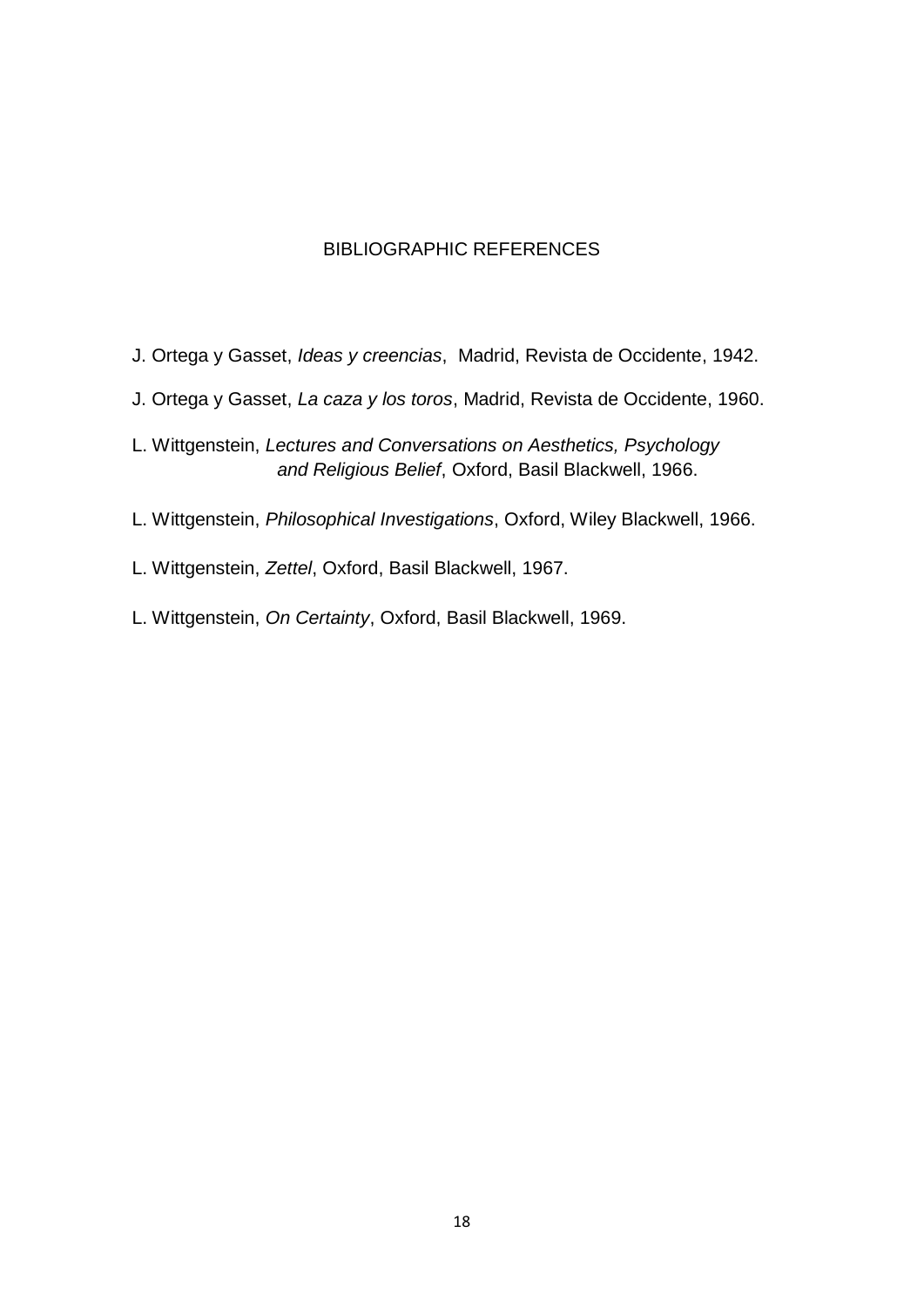## BIBLIOGRAPHIC REFERENCES

J. Ortega y Gasset, *Ideas y creencias*, Madrid, Revista de Occidente, 1942.

J. Ortega y Gasset, *La caza y los toros*, Madrid, Revista de Occidente, 1960.

L. Wittgenstein, *Lectures and Conversations on Aesthetics, Psychology and Religious Belief*, Oxford, Basil Blackwell, 1966.

L. Wittgenstein, *Philosophical Investigations*, Oxford, Wiley Blackwell, 1966.

L. Wittgenstein, *Zettel*, Oxford, Basil Blackwell, 1967.

L. Wittgenstein, *On Certainty*, Oxford, Basil Blackwell, 1969.